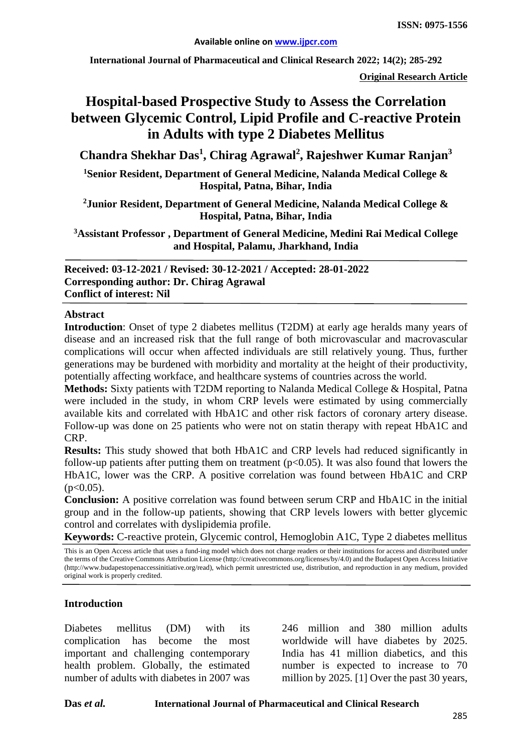**Original Research Article**

# Hospital-based Prospective Study to Assess the Correlation between Glycemic Control, Lipid Profile and C-reactive Protein in Adults with type 2 Diabetes Mellitus

**Chandra Shekhar Das[1], Chirag Agrawal[2], Rajeshwer Kumar Ranjan[3]**

[1]Senior Resident, Department of General Medicine, Nalanda Medical College & Hospital, Patna, Bihar, India

[2]Junior Resident, Department of General Medicine, Nalanda Medical College & Hospital, Patna, Bihar, India

[3]Assistant Professor , Department of General Medicine, Medini Rai Medical College and Hospital, Palamu, Jharkhand, India

**Received: 03-12-2021 / Revised: 30-12-2021 / Accepted: 28-01-2022**
**Corresponding author: Dr. Chirag Agrawal**
**Conflict of interest: Nil**

## Abstract

**Introduction**: Onset of type 2 diabetes mellitus (T2DM) at early age heralds many years of disease and an increased risk that the full range of both microvascular and macrovascular complications will occur when affected individuals are still relatively young. Thus, further generations may be burdened with morbidity and mortality at the height of their productivity, potentially affecting workface, and healthcare systems of countries across the world.

**Methods:** Sixty patients with T2DM reporting to Nalanda Medical College & Hospital, Patna were included in the study, in whom CRP levels were estimated by using commercially available kits and correlated with HbA1C and other risk factors of coronary artery disease. Follow-up was done on 25 patients who were not on statin therapy with repeat HbA1C and CRP.

**Results:** This study showed that both HbA1C and CRP levels had reduced significantly in follow-up patients after putting them on treatment ($p<0.05$). It was also found that lowers the HbA1C, lower was the CRP. A positive correlation was found between HbA1C and CRP ($p<0.05$).

**Conclusion:** A positive correlation was found between serum CRP and HbA1C in the initial group and in the follow-up patients, showing that CRP levels lowers with better glycemic control and correlates with dyslipidemia profile.

**Keywords:** C-reactive protein, Glycemic control, Hemoglobin A1C, Type 2 diabetes mellitus

This is an Open Access article that uses a fund-ing model which does not charge readers or their institutions for access and distributed under the terms of the Creative Commons Attribution License (http://creativecommons.org/licenses/by/4.0) and the Budapest Open Access Initiative (http://www.budapestopenaccessinitiative.org/read), which permit unrestricted use, distribution, and reproduction in any medium, provided original work is properly credited.

## Introduction

Diabetes mellitus (DM) with its complication has become the most important and challenging contemporary health problem. Globally, the estimated number of adults with diabetes in 2007 was 246 million and 380 million adults worldwide will have diabetes by 2025. India has 41 million diabetics, and this number is expected to increase to 70 million by 2025. [1] Over the past 30 years,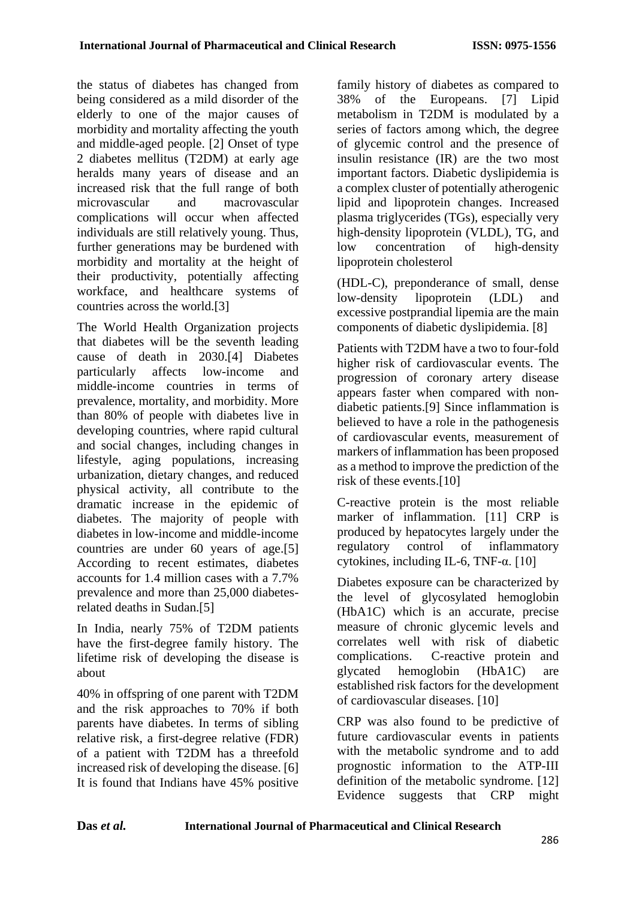the status of diabetes has changed from being considered as a mild disorder of the elderly to one of the major causes of morbidity and mortality affecting the youth and middle-aged people. [2] Onset of type 2 diabetes mellitus (T2DM) at early age heralds many years of disease and an increased risk that the full range of both microvascular and macrovascular complications will occur when affected individuals are still relatively young. Thus, further generations may be burdened with morbidity and mortality at the height of their productivity, potentially affecting workface, and healthcare systems of countries across the world.[3]

The World Health Organization projects that diabetes will be the seventh leading cause of death in 2030.[4] Diabetes particularly affects low-income and middle-income countries in terms of prevalence, mortality, and morbidity. More than 80% of people with diabetes live in developing countries, where rapid cultural and social changes, including changes in lifestyle, aging populations, increasing urbanization, dietary changes, and reduced physical activity, all contribute to the dramatic increase in the epidemic of diabetes. The majority of people with diabetes in low-income and middle-income countries are under 60 years of age.[5] According to recent estimates, diabetes accounts for 1.4 million cases with a 7.7% prevalence and more than 25,000 diabetes-related deaths in Sudan.[5]

In India, nearly 75% of T2DM patients have the first-degree family history. The lifetime risk of developing the disease is about 40% in offspring of one parent with T2DM and the risk approaches to 70% if both parents have diabetes. In terms of sibling relative risk, a first-degree relative (FDR) of a patient with T2DM has a threefold increased risk of developing the disease. [6] It is found that Indians have 45% positive family history of diabetes as compared to 38% of the Europeans. [7] Lipid metabolism in T2DM is modulated by a series of factors among which, the degree of glycemic control and the presence of insulin resistance (IR) are the two most important factors. Diabetic dyslipidemia is a complex cluster of potentially atherogenic lipid and lipoprotein changes. Increased plasma triglycerides (TGs), especially very high-density lipoprotein (VLDL), TG, and low concentration of high-density lipoprotein cholesterol (HDL-C), preponderance of small, dense low-density lipoprotein (LDL) and excessive postprandial lipemia are the main components of diabetic dyslipidemia. [8]

Patients with T2DM have a two to four-fold higher risk of cardiovascular events. The progression of coronary artery disease appears faster when compared with non-diabetic patients.[9] Since inflammation is believed to have a role in the pathogenesis of cardiovascular events, measurement of markers of inflammation has been proposed as a method to improve the prediction of the risk of these events.[10]

C-reactive protein is the most reliable marker of inflammation. [11] CRP is produced by hepatocytes largely under the regulatory control of inflammatory cytokines, including IL-6, TNF-α. [10]

Diabetes exposure can be characterized by the level of glycosylated hemoglobin (HbA1C) which is an accurate, precise measure of chronic glycemic levels and correlates well with risk of diabetic complications. C-reactive protein and glycated hemoglobin (HbA1C) are established risk factors for the development of cardiovascular diseases. [10]

CRP was also found to be predictive of future cardiovascular events in patients with the metabolic syndrome and to add prognostic information to the ATP-III definition of the metabolic syndrome. [12] Evidence suggests that CRP might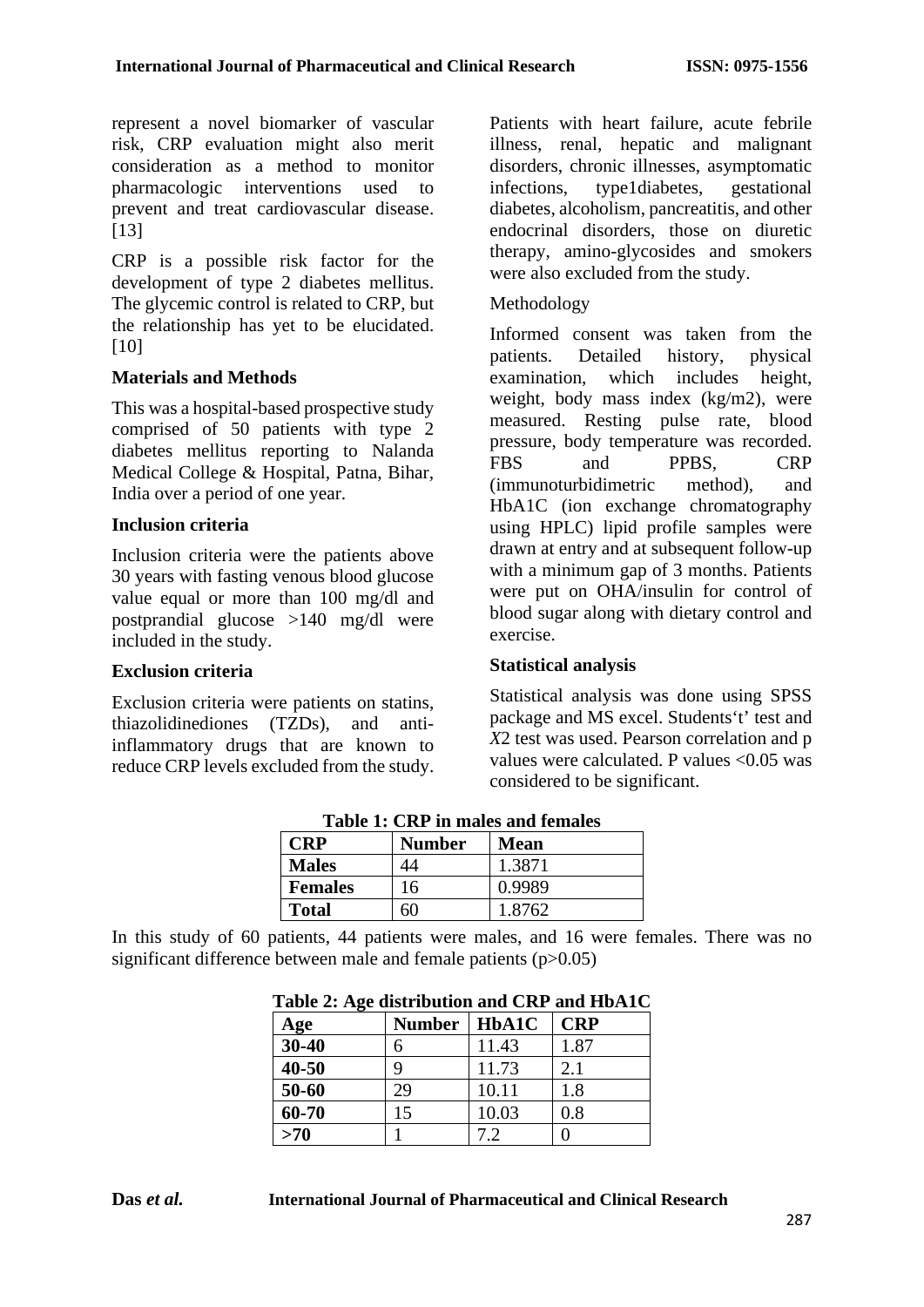represent a novel biomarker of vascular risk, CRP evaluation might also merit consideration as a method to monitor pharmacologic interventions used to prevent and treat cardiovascular disease. [13]

CRP is a possible risk factor for the development of type 2 diabetes mellitus. The glycemic control is related to CRP, but the relationship has yet to be elucidated. [10]

**Materials and Methods**

This was a hospital-based prospective study comprised of 50 patients with type 2 diabetes mellitus reporting to Nalanda Medical College & Hospital, Patna, Bihar, India over a period of one year.

**Inclusion criteria**

Inclusion criteria were the patients above 30 years with fasting venous blood glucose value equal or more than 100 mg/dl and postprandial glucose >140 mg/dl were included in the study.

**Exclusion criteria**

Exclusion criteria were patients on statins, thiazolidinediones (TZDs), and anti-inflammatory drugs that are known to reduce CRP levels excluded from the study. Patients with heart failure, acute febrile illness, renal, hepatic and malignant disorders, chronic illnesses, asymptomatic infections, type1diabetes, gestational diabetes, alcoholism, pancreatitis, and other endocrinal disorders, those on diuretic therapy, amino-glycosides and smokers were also excluded from the study.

Methodology

Informed consent was taken from the patients. Detailed history, physical examination, which includes height, weight, body mass index (kg/m2), were measured. Resting pulse rate, blood pressure, body temperature was recorded. FBS and PPBS, CRP (immunoturbidimetric method), and HbA1C (ion exchange chromatography using HPLC) lipid profile samples were drawn at entry and at subsequent follow-up with a minimum gap of 3 months. Patients were put on OHA/insulin for control of blood sugar along with dietary control and exercise.

**Statistical analysis**

Statistical analysis was done using SPSS package and MS excel. Students't' test and *X*2 test was used. Pearson correlation and p values were calculated. P values <0.05 was considered to be significant.

**Table 1: CRP in males and females**

| **CRP** | **Number** | **Mean** |
|---|---|---|
| **Males** | 44 | 1.3871 |
| **Females** | 16 | 0.9989 |
| **Total** | 60 | 1.8762 |

In this study of 60 patients, 44 patients were males, and 16 were females. There was no significant difference between male and female patients (p>0.05)

**Table 2: Age distribution and CRP and HbA1C**

| **Age** | **Number** | **HbA1C** | **CRP** |
|---|---|---|---|
| **30-40** | 6 | 11.43 | 1.87 |
| **40-50** | 9 | 11.73 | 2.1 |
| **50-60** | 29 | 10.11 | 1.8 |
| **60-70** | 15 | 10.03 | 0.8 |
| **>70** | 1 | 7.2 | 0 |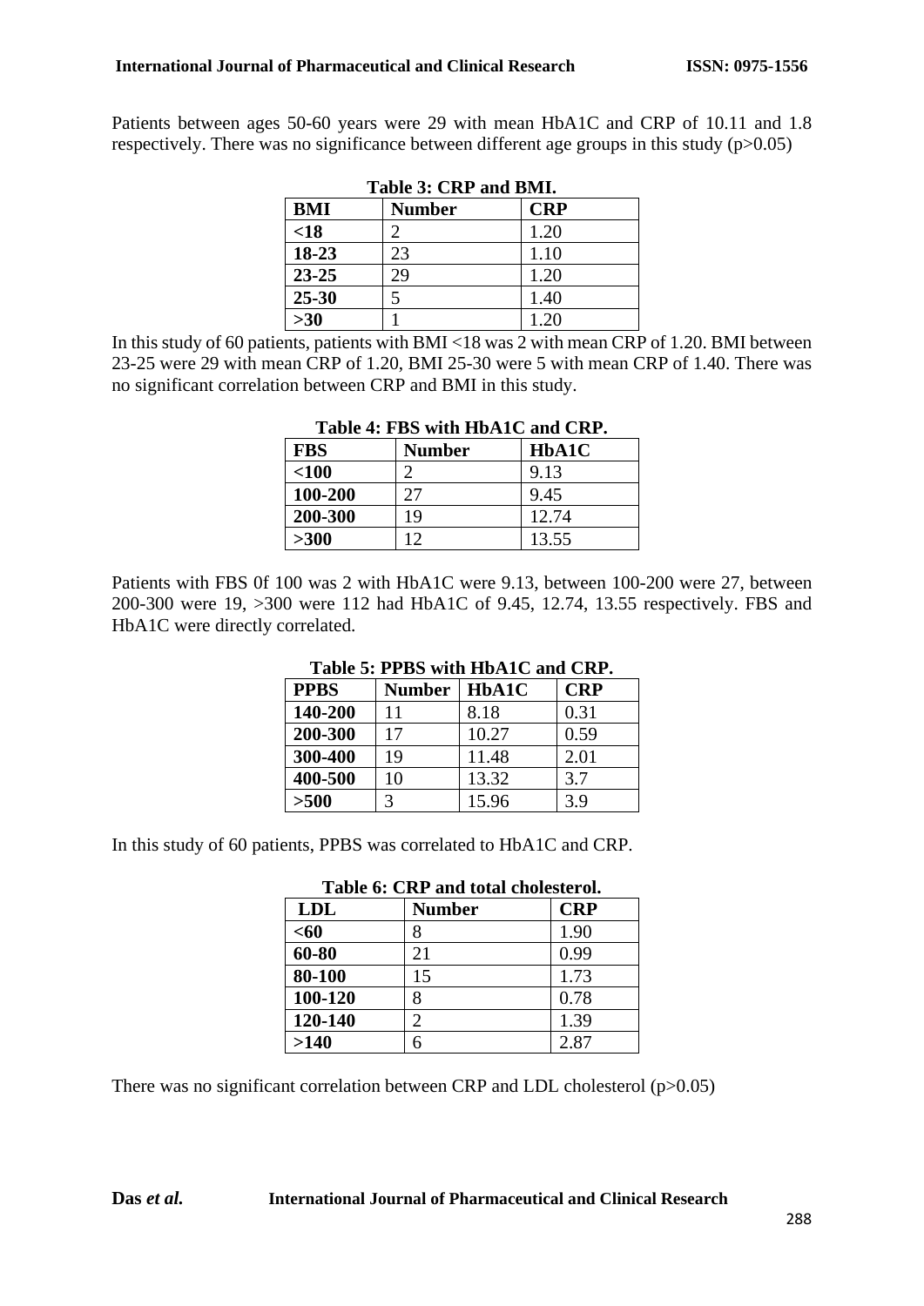Patients between ages 50-60 years were 29 with mean HbA1C and CRP of 10.11 and 1.8 respectively. There was no significance between different age groups in this study (p>0.05)

**Table 3: CRP and BMI.**

| BMI | Number | CRP |
|---|---|---|
| <18 | 2 | 1.20 |
| 18-23 | 23 | 1.10 |
| 23-25 | 29 | 1.20 |
| 25-30 | 5 | 1.40 |
| >30 | 1 | 1.20 |

In this study of 60 patients, patients with BMI <18 was 2 with mean CRP of 1.20. BMI between 23-25 were 29 with mean CRP of 1.20, BMI 25-30 were 5 with mean CRP of 1.40. There was no significant correlation between CRP and BMI in this study.

**Table 4: FBS with HbA1C and CRP.**

| FBS | Number | HbA1C |
|---|---|---|
| <100 | 2 | 9.13 |
| 100-200 | 27 | 9.45 |
| 200-300 | 19 | 12.74 |
| >300 | 12 | 13.55 |

Patients with FBS 0f 100 was 2 with HbA1C were 9.13, between 100-200 were 27, between 200-300 were 19, >300 were 112 had HbA1C of 9.45, 12.74, 13.55 respectively. FBS and HbA1C were directly correlated.

**Table 5: PPBS with HbA1C and CRP.**

| PPBS | Number | HbA1C | CRP |
|---|---|---|---|
| 140-200 | 11 | 8.18 | 0.31 |
| 200-300 | 17 | 10.27 | 0.59 |
| 300-400 | 19 | 11.48 | 2.01 |
| 400-500 | 10 | 13.32 | 3.7 |
| >500 | 3 | 15.96 | 3.9 |

In this study of 60 patients, PPBS was correlated to HbA1C and CRP.

**Table 6: CRP and total cholesterol.**

| LDL | Number | CRP |
|---|---|---|
| <60 | 8 | 1.90 |
| 60-80 | 21 | 0.99 |
| 80-100 | 15 | 1.73 |
| 100-120 | 8 | 0.78 |
| 120-140 | 2 | 1.39 |
| >140 | 6 | 2.87 |

There was no significant correlation between CRP and LDL cholesterol (p>0.05)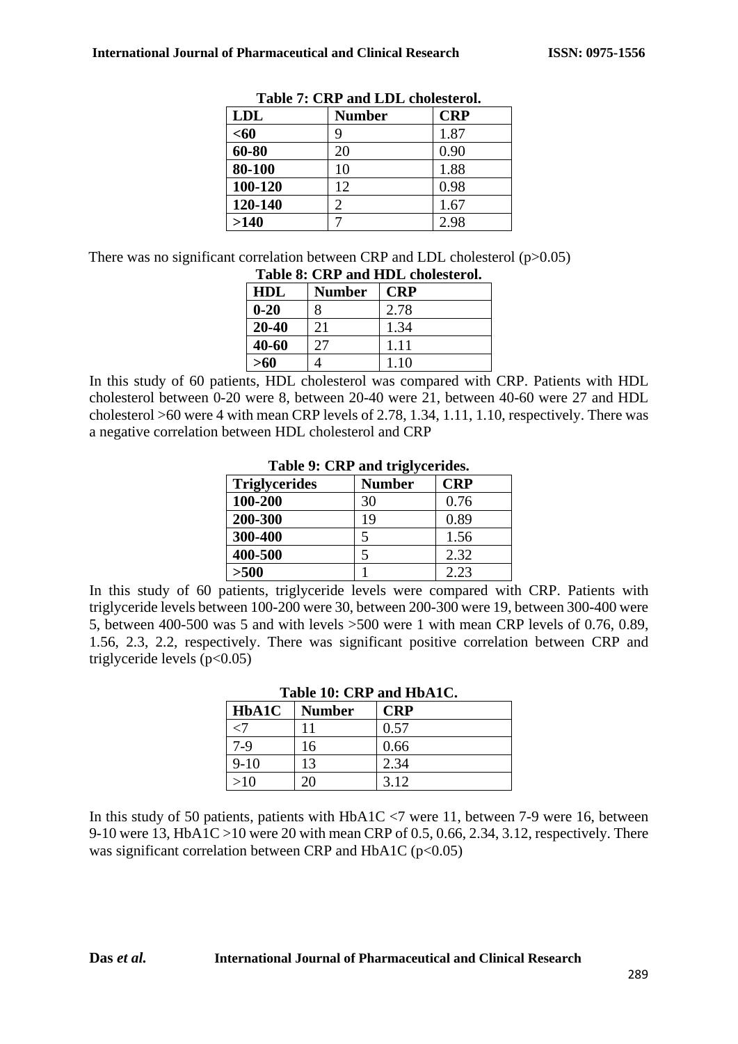**Table 7: CRP and LDL cholesterol.**

| LDL | Number | CRP |
|---|---|---|
| <60 | 9 | 1.87 |
| 60-80 | 20 | 0.90 |
| 80-100 | 10 | 1.88 |
| 100-120 | 12 | 0.98 |
| 120-140 | 2 | 1.67 |
| >140 | 7 | 2.98 |

There was no significant correlation between CRP and LDL cholesterol ($p>0.05$)

**Table 8: CRP and HDL cholesterol.**

| HDL | Number | CRP |
|---|---|---|
| 0-20 | 8 | 2.78 |
| 20-40 | 21 | 1.34 |
| 40-60 | 27 | 1.11 |
| >60 | 4 | 1.10 |

In this study of 60 patients, HDL cholesterol was compared with CRP. Patients with HDL cholesterol between 0-20 were 8, between 20-40 were 21, between 40-60 were 27 and HDL cholesterol >60 were 4 with mean CRP levels of 2.78, 1.34, 1.11, 1.10, respectively. There was a negative correlation between HDL cholesterol and CRP

**Table 9: CRP and triglycerides.**

| Triglycerides | Number | CRP |
|---|---|---|
| 100-200 | 30 | 0.76 |
| 200-300 | 19 | 0.89 |
| 300-400 | 5 | 1.56 |
| 400-500 | 5 | 2.32 |
| >500 | 1 | 2.23 |

In this study of 60 patients, triglyceride levels were compared with CRP. Patients with triglyceride levels between 100-200 were 30, between 200-300 were 19, between 300-400 were 5, between 400-500 was 5 and with levels >500 were 1 with mean CRP levels of 0.76, 0.89, 1.56, 2.3, 2.2, respectively. There was significant positive correlation between CRP and triglyceride levels ($p<0.05$)

**Table 10: CRP and HbA1C.**

| HbA1C | Number | CRP |
|---|---|---|
| <7 | 11 | 0.57 |
| 7-9 | 16 | 0.66 |
| 9-10 | 13 | 2.34 |
| >10 | 20 | 3.12 |

In this study of 50 patients, patients with HbA1C <7 were 11, between 7-9 were 16, between 9-10 were 13, HbA1C >10 were 20 with mean CRP of 0.5, 0.66, 2.34, 3.12, respectively. There was significant correlation between CRP and HbA1C ($p<0.05$)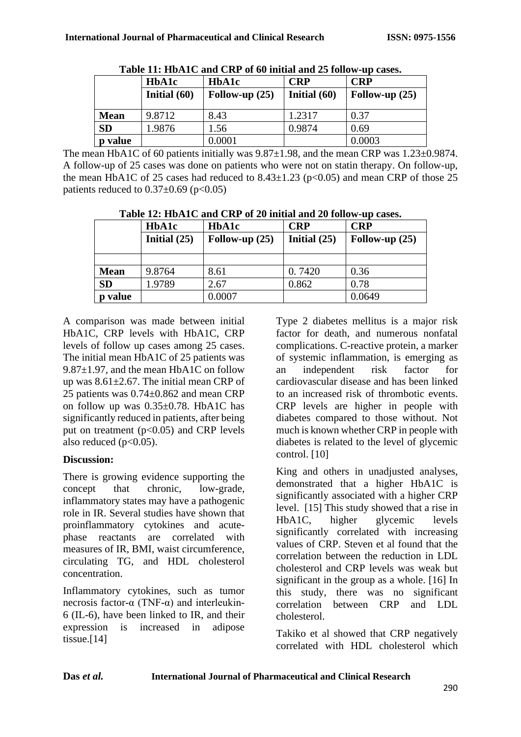**Table 11: HbA1C and CRP of 60 initial and 25 follow-up cases.**

| | HbA1c Initial (60) | HbA1c Follow-up (25) | CRP Initial (60) | CRP Follow-up (25) |
|---|---|---|---|---|
| **Mean** | 9.8712 | 8.43 | 1.2317 | 0.37 |
| **SD** | 1.9876 | 1.56 | 0.9874 | 0.69 |
| **p value** | | 0.0001 | | 0.0003 |

The mean HbA1C of 60 patients initially was 9.87±1.98, and the mean CRP was 1.23±0.9874. A follow-up of 25 cases was done on patients who were not on statin therapy. On follow-up, the mean HbA1C of 25 cases had reduced to 8.43±1.23 ($p<0.05$) and mean CRP of those 25 patients reduced to 0.37±0.69 ($p<0.05$)

**Table 12: HbA1C and CRP of 20 initial and 20 follow-up cases.**

| | HbA1c Initial (25) | HbA1c Follow-up (25) | CRP Initial (25) | CRP Follow-up (25) |
|---|---|---|---|---|
| | | | | |
| **Mean** | 9.8764 | 8.61 | 0. 7420 | 0.36 |
| **SD** | 1.9789 | 2.67 | 0.862 | 0.78 |
| **p value** | | 0.0007 | | 0.0649 |

A comparison was made between initial HbA1C, CRP levels with HbA1C, CRP levels of follow up cases among 25 cases. The initial mean HbA1C of 25 patients was 9.87±1.97, and the mean HbA1C on follow up was 8.61±2.67. The initial mean CRP of 25 patients was 0.74±0.862 and mean CRP on follow up was 0.35±0.78. HbA1C has significantly reduced in patients, after being put on treatment ($p<0.05$) and CRP levels also reduced ($p<0.05$).

**Discussion:**

There is growing evidence supporting the concept that chronic, low-grade, inflammatory states may have a pathogenic role in IR. Several studies have shown that proinflammatory cytokines and acute-phase reactants are correlated with measures of IR, BMI, waist circumference, circulating TG, and HDL cholesterol concentration.

Inflammatory cytokines, such as tumor necrosis factor-α (TNF-α) and interleukin-6 (IL-6), have been linked to IR, and their expression is increased in adipose tissue.[14]

Type 2 diabetes mellitus is a major risk factor for death, and numerous nonfatal complications. C-reactive protein, a marker of systemic inflammation, is emerging as an independent risk factor for cardiovascular disease and has been linked to an increased risk of thrombotic events. CRP levels are higher in people with diabetes compared to those without. Not much is known whether CRP in people with diabetes is related to the level of glycemic control. [10]

King and others in unadjusted analyses, demonstrated that a higher HbA1C is significantly associated with a higher CRP level. [15] This study showed that a rise in HbA1C, higher glycemic levels significantly correlated with increasing values of CRP. Steven et al found that the correlation between the reduction in LDL cholesterol and CRP levels was weak but significant in the group as a whole. [16] In this study, there was no significant correlation between CRP and LDL cholesterol.

Takiko et al showed that CRP negatively correlated with HDL cholesterol which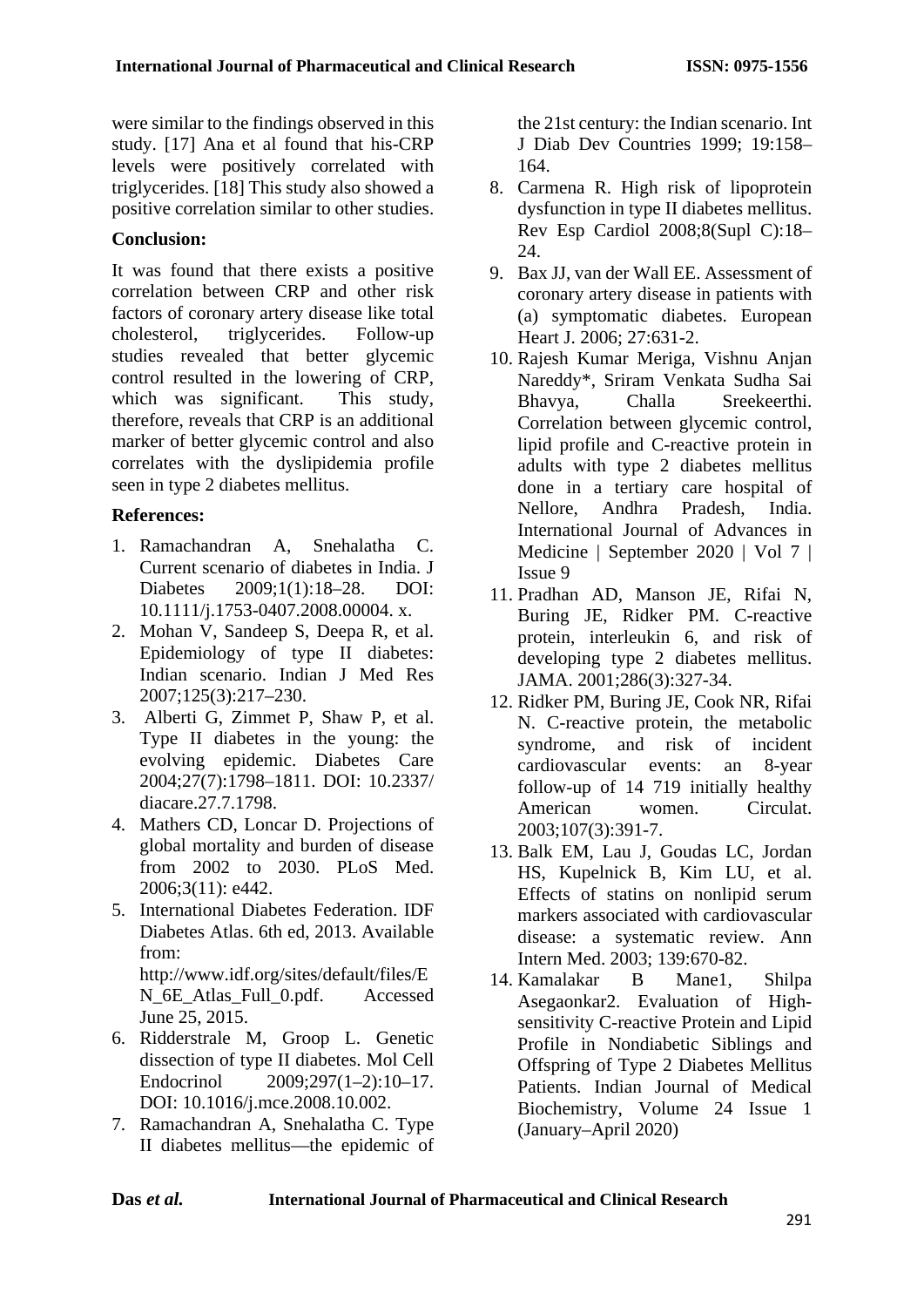were similar to the findings observed in this study. [17] Ana et al found that his-CRP levels were positively correlated with triglycerides. [18] This study also showed a positive correlation similar to other studies.

**Conclusion:**

It was found that there exists a positive correlation between CRP and other risk factors of coronary artery disease like total cholesterol, triglycerides. Follow-up studies revealed that better glycemic control resulted in the lowering of CRP, which was significant. This study, therefore, reveals that CRP is an additional marker of better glycemic control and also correlates with the dyslipidemia profile seen in type 2 diabetes mellitus.

**References:**

1. Ramachandran A, Snehalatha C. Current scenario of diabetes in India. J Diabetes 2009;1(1):18–28. DOI: 10.1111/j.1753-0407.2008.00004. x.
2. Mohan V, Sandeep S, Deepa R, et al. Epidemiology of type II diabetes: Indian scenario. Indian J Med Res 2007;125(3):217–230.
3. Alberti G, Zimmet P, Shaw P, et al. Type II diabetes in the young: the evolving epidemic. Diabetes Care 2004;27(7):1798–1811. DOI: 10.2337/ diacare.27.7.1798.
4. Mathers CD, Loncar D. Projections of global mortality and burden of disease from 2002 to 2030. PLoS Med. 2006;3(11): e442.
5. International Diabetes Federation. IDF Diabetes Atlas. 6th ed, 2013. Available from: http://www.idf.org/sites/default/files/EN_6E_Atlas_Full_0.pdf. Accessed June 25, 2015.
6. Ridderstrale M, Groop L. Genetic dissection of type II diabetes. Mol Cell Endocrinol 2009;297(1–2):10–17. DOI: 10.1016/j.mce.2008.10.002.
7. Ramachandran A, Snehalatha C. Type II diabetes mellitus—the epidemic of the 21st century: the Indian scenario. Int J Diab Dev Countries 1999; 19:158–164.
8. Carmena R. High risk of lipoprotein dysfunction in type II diabetes mellitus. Rev Esp Cardiol 2008;8(Supl C):18–24.
9. Bax JJ, van der Wall EE. Assessment of coronary artery disease in patients with (a) symptomatic diabetes. European Heart J. 2006; 27:631-2.
10. Rajesh Kumar Meriga, Vishnu Anjan Nareddy*, Sriram Venkata Sudha Sai Bhavya, Challa Sreekeerthi. Correlation between glycemic control, lipid profile and C-reactive protein in adults with type 2 diabetes mellitus done in a tertiary care hospital of Nellore, Andhra Pradesh, India. International Journal of Advances in Medicine | September 2020 | Vol 7 | Issue 9
11. Pradhan AD, Manson JE, Rifai N, Buring JE, Ridker PM. C-reactive protein, interleukin 6, and risk of developing type 2 diabetes mellitus. JAMA. 2001;286(3):327-34.
12. Ridker PM, Buring JE, Cook NR, Rifai N. C-reactive protein, the metabolic syndrome, and risk of incident cardiovascular events: an 8-year follow-up of 14 719 initially healthy American women. Circulat. 2003;107(3):391-7.
13. Balk EM, Lau J, Goudas LC, Jordan HS, Kupelnick B, Kim LU, et al. Effects of statins on nonlipid serum markers associated with cardiovascular disease: a systematic review. Ann Intern Med. 2003; 139:670-82.
14. Kamalakar B Mane1, Shilpa Asegaonkar2. Evaluation of High-sensitivity C-reactive Protein and Lipid Profile in Nondiabetic Siblings and Offspring of Type 2 Diabetes Mellitus Patients. Indian Journal of Medical Biochemistry, Volume 24 Issue 1 (January–April 2020)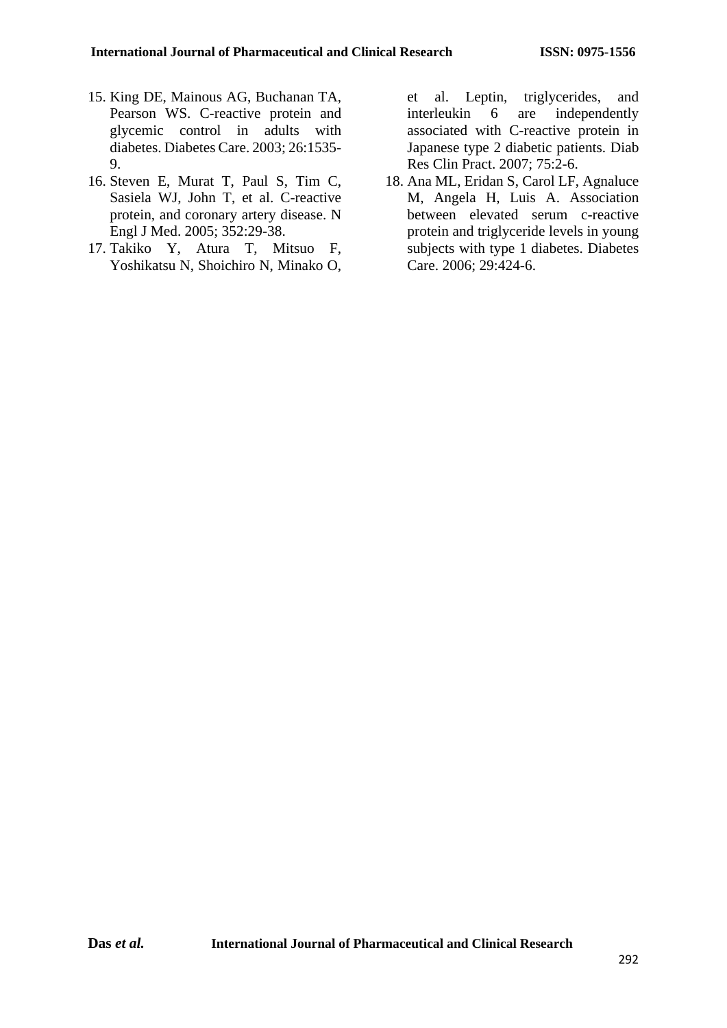15. King DE, Mainous AG, Buchanan TA, Pearson WS. C-reactive protein and glycemic control in adults with diabetes. Diabetes Care. 2003; 26:1535-9.
16. Steven E, Murat T, Paul S, Tim C, Sasiela WJ, John T, et al. C-reactive protein, and coronary artery disease. N Engl J Med. 2005; 352:29-38.
17. Takiko Y, Atura T, Mitsuo F, Yoshikatsu N, Shoichiro N, Minako O, et al. Leptin, triglycerides, and interleukin 6 are independently associated with C-reactive protein in Japanese type 2 diabetic patients. Diab Res Clin Pract. 2007; 75:2-6.
18. Ana ML, Eridan S, Carol LF, Agnaluce M, Angela H, Luis A. Association between elevated serum c-reactive protein and triglyceride levels in young subjects with type 1 diabetes. Diabetes Care. 2006; 29:424-6.